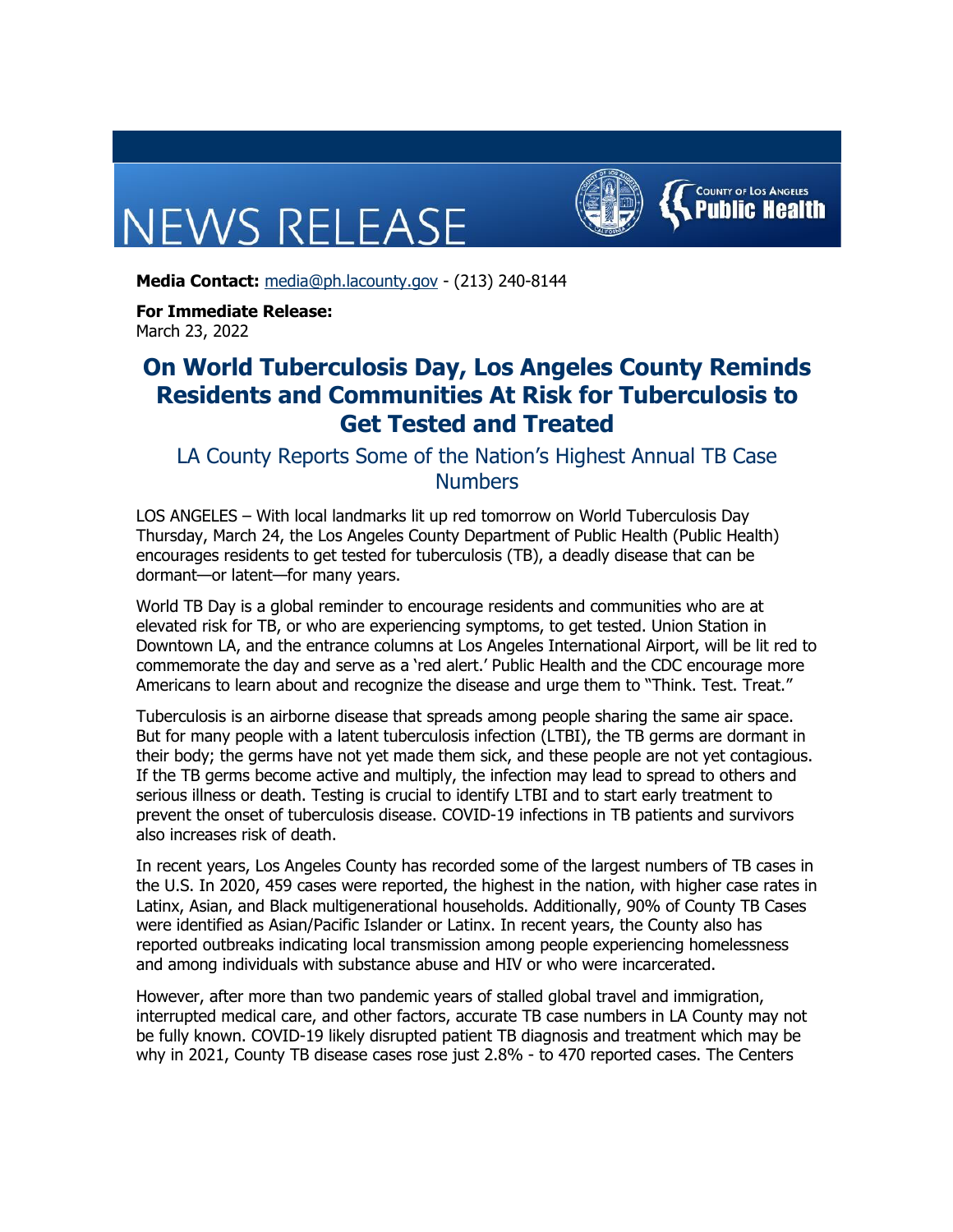# NEWS RELEASE

COUNTY OF LOS ANGELES Public Health

**Media Contact:** media@ph.lacounty.gov - (213) 240-8144

**For Immediate Release:**
March 23, 2022

## On World Tuberculosis Day, Los Angeles County Reminds Residents and Communities At Risk for Tuberculosis to Get Tested and Treated

### LA County Reports Some of the Nation's Highest Annual TB Case Numbers

LOS ANGELES – With local landmarks lit up red tomorrow on World Tuberculosis Day Thursday, March 24, the Los Angeles County Department of Public Health (Public Health) encourages residents to get tested for tuberculosis (TB), a deadly disease that can be dormant—or latent—for many years.

World TB Day is a global reminder to encourage residents and communities who are at elevated risk for TB, or who are experiencing symptoms, to get tested. Union Station in Downtown LA, and the entrance columns at Los Angeles International Airport, will be lit red to commemorate the day and serve as a 'red alert.' Public Health and the CDC encourage more Americans to learn about and recognize the disease and urge them to "Think. Test. Treat."

Tuberculosis is an airborne disease that spreads among people sharing the same air space. But for many people with a latent tuberculosis infection (LTBI), the TB germs are dormant in their body; the germs have not yet made them sick, and these people are not yet contagious. If the TB germs become active and multiply, the infection may lead to spread to others and serious illness or death. Testing is crucial to identify LTBI and to start early treatment to prevent the onset of tuberculosis disease. COVID-19 infections in TB patients and survivors also increases risk of death.

In recent years, Los Angeles County has recorded some of the largest numbers of TB cases in the U.S. In 2020, 459 cases were reported, the highest in the nation, with higher case rates in Latinx, Asian, and Black multigenerational households. Additionally, 90% of County TB Cases were identified as Asian/Pacific Islander or Latinx. In recent years, the County also has reported outbreaks indicating local transmission among people experiencing homelessness and among individuals with substance abuse and HIV or who were incarcerated.

However, after more than two pandemic years of stalled global travel and immigration, interrupted medical care, and other factors, accurate TB case numbers in LA County may not be fully known. COVID-19 likely disrupted patient TB diagnosis and treatment which may be why in 2021, County TB disease cases rose just 2.8% - to 470 reported cases. The Centers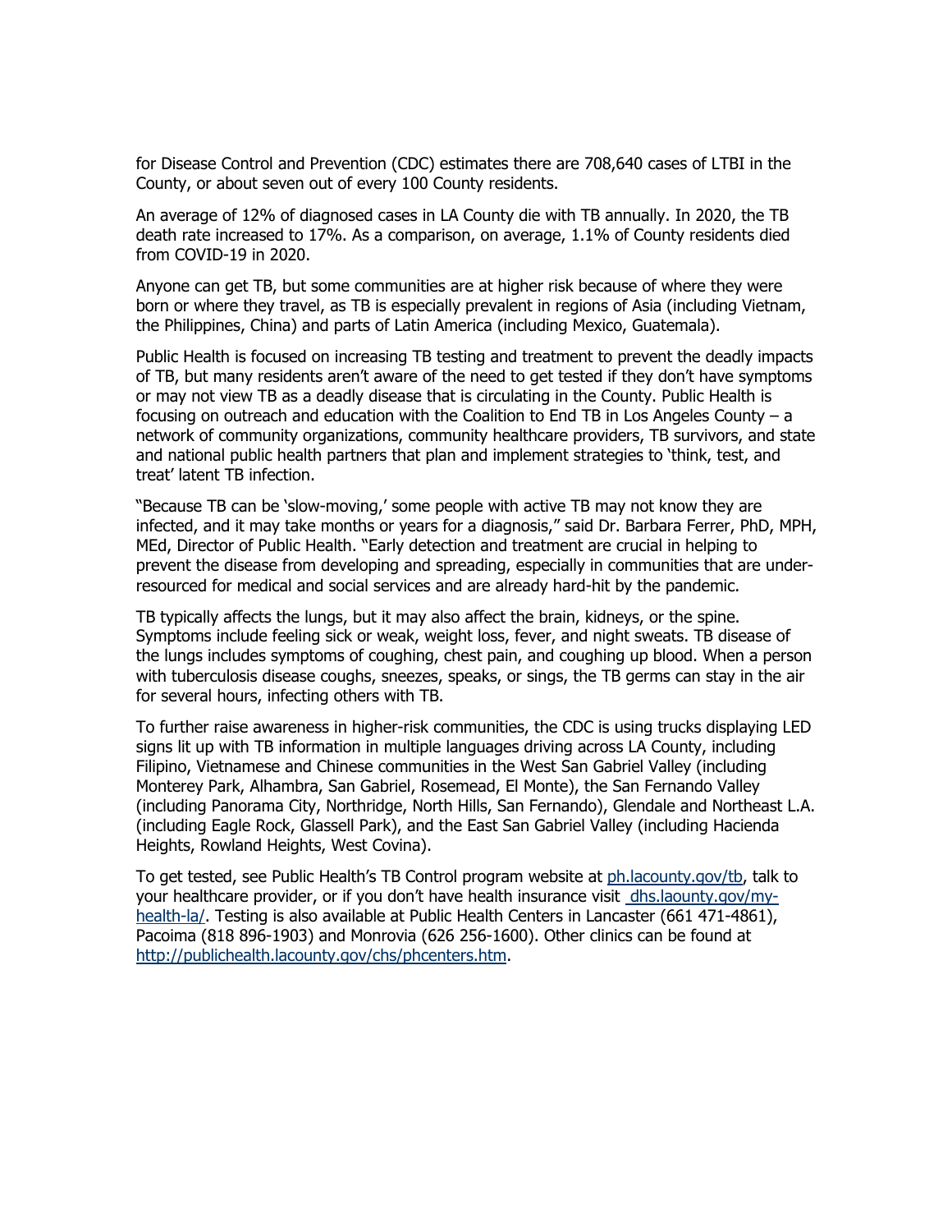for Disease Control and Prevention (CDC) estimates there are 708,640 cases of LTBI in the County, or about seven out of every 100 County residents.

An average of 12% of diagnosed cases in LA County die with TB annually. In 2020, the TB death rate increased to 17%. As a comparison, on average, 1.1% of County residents died from COVID-19 in 2020.

Anyone can get TB, but some communities are at higher risk because of where they were born or where they travel, as TB is especially prevalent in regions of Asia (including Vietnam, the Philippines, China) and parts of Latin America (including Mexico, Guatemala).

Public Health is focused on increasing TB testing and treatment to prevent the deadly impacts of TB, but many residents aren't aware of the need to get tested if they don't have symptoms or may not view TB as a deadly disease that is circulating in the County. Public Health is focusing on outreach and education with the Coalition to End TB in Los Angeles County – a network of community organizations, community healthcare providers, TB survivors, and state and national public health partners that plan and implement strategies to 'think, test, and treat' latent TB infection.

"Because TB can be 'slow-moving,' some people with active TB may not know they are infected, and it may take months or years for a diagnosis," said Dr. Barbara Ferrer, PhD, MPH, MEd, Director of Public Health. "Early detection and treatment are crucial in helping to prevent the disease from developing and spreading, especially in communities that are under-resourced for medical and social services and are already hard-hit by the pandemic.

TB typically affects the lungs, but it may also affect the brain, kidneys, or the spine. Symptoms include feeling sick or weak, weight loss, fever, and night sweats. TB disease of the lungs includes symptoms of coughing, chest pain, and coughing up blood. When a person with tuberculosis disease coughs, sneezes, speaks, or sings, the TB germs can stay in the air for several hours, infecting others with TB.

To further raise awareness in higher-risk communities, the CDC is using trucks displaying LED signs lit up with TB information in multiple languages driving across LA County, including Filipino, Vietnamese and Chinese communities in the West San Gabriel Valley (including Monterey Park, Alhambra, San Gabriel, Rosemead, El Monte), the San Fernando Valley (including Panorama City, Northridge, North Hills, San Fernando), Glendale and Northeast L.A. (including Eagle Rock, Glassell Park), and the East San Gabriel Valley (including Hacienda Heights, Rowland Heights, West Covina).

To get tested, see Public Health's TB Control program website at [ph.lacounty.gov/tb](ph.lacounty.gov/tb), talk to your healthcare provider, or if you don't have health insurance visit [dhs.laounty.gov/my-health-la/](dhs.laounty.gov/my-health-la/). Testing is also available at Public Health Centers in Lancaster (661 471-4861), Pacoima (818 896-1903) and Monrovia (626 256-1600). Other clinics can be found at [http://publichealth.lacounty.gov/chs/phcenters.htm](http://publichealth.lacounty.gov/chs/phcenters.htm).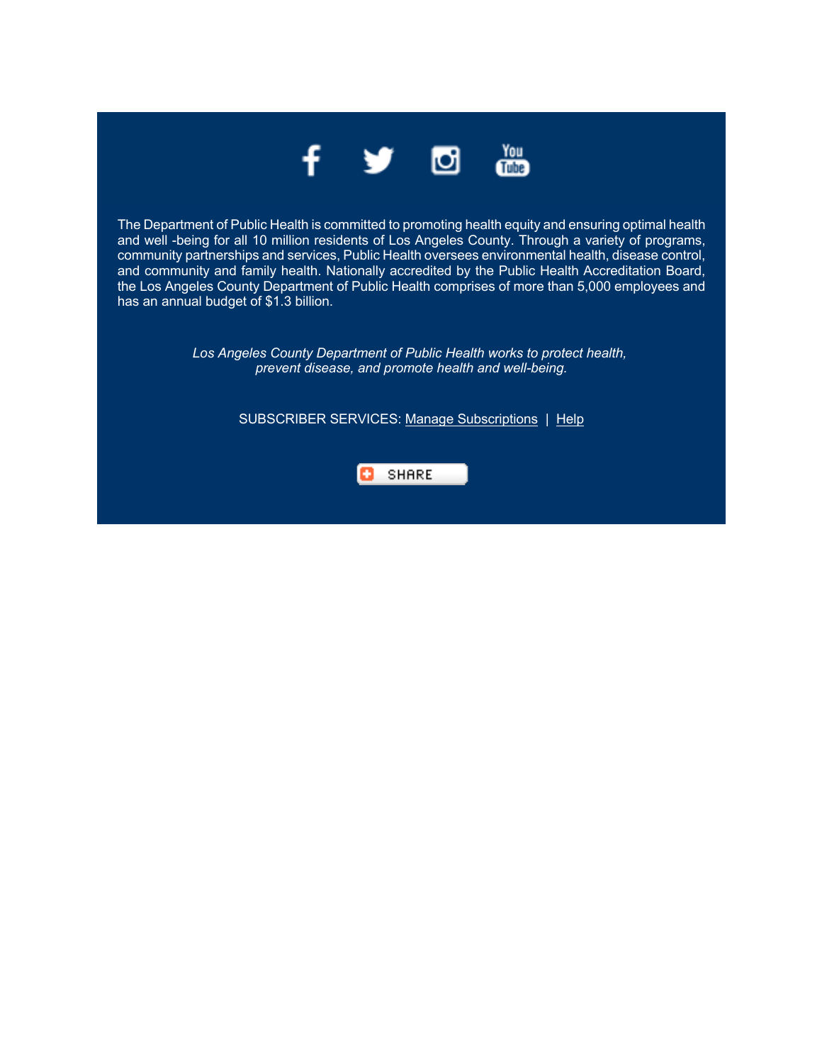The Department of Public Health is committed to promoting health equity and ensuring optimal health and well -being for all 10 million residents of Los Angeles County. Through a variety of programs, community partnerships and services, Public Health oversees environmental health, disease control, and community and family health. Nationally accredited by the Public Health Accreditation Board, the Los Angeles County Department of Public Health comprises of more than 5,000 employees and has an annual budget of $1.3 billion.

*Los Angeles County Department of Public Health works to protect health, prevent disease, and promote health and well-being.*

SUBSCRIBER SERVICES: Manage Subscriptions | Help

SHARE